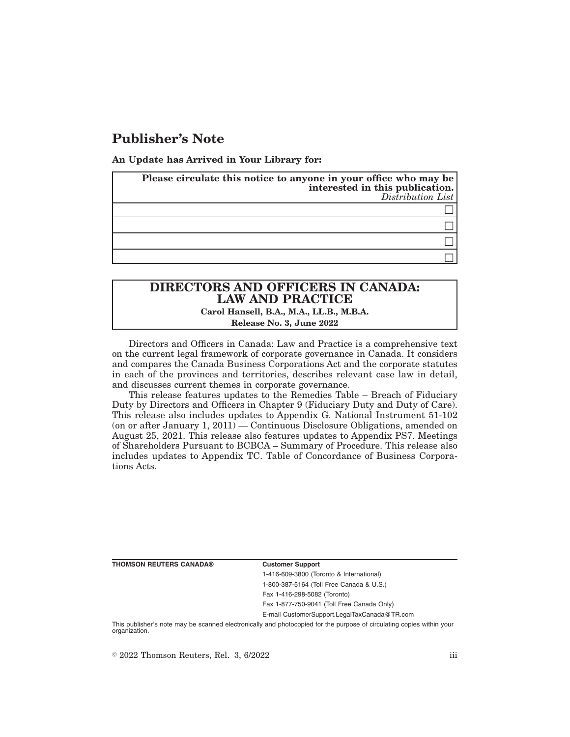## Publisher's Note

**An Update has Arrived in Your Library for:**

| **Please circulate this notice to anyone in your office who may be interested in this publication.** *Distribution List* |
|---|
| ☐ |
| ☐ |
| ☐ |
| ☐ |

**DIRECTORS AND OFFICERS IN CANADA: LAW AND PRACTICE**
**Carol Hansell, B.A., M.A., LL.B., M.B.A.**
**Release No. 3, June 2022**

Directors and Officers in Canada: Law and Practice is a comprehensive text on the current legal framework of corporate governance in Canada. It considers and compares the Canada Business Corporations Act and the corporate statutes in each of the provinces and territories, describes relevant case law in detail, and discusses current themes in corporate governance.

This release features updates to the Remedies Table – Breach of Fiduciary Duty by Directors and Officers in Chapter 9 (Fiduciary Duty and Duty of Care). This release also includes updates to Appendix G. National Instrument 51-102 (on or after January 1, 2011) — Continuous Disclosure Obligations, amended on August 25, 2021. This release also features updates to Appendix PS7. Meetings of Shareholders Pursuant to BCBCA – Summary of Procedure. This release also includes updates to Appendix TC. Table of Concordance of Business Corporations Acts.

**THOMSON REUTERS CANADA®**

**Customer Support**
1-416-609-3800 (Toronto & International)
1-800-387-5164 (Toll Free Canada & U.S.)
Fax 1-416-298-5082 (Toronto)
Fax 1-877-750-9041 (Toll Free Canada Only)
E-mail CustomerSupport.LegalTaxCanada@TR.com

This publisher's note may be scanned electronically and photocopied for the purpose of circulating copies within your organization.

© 2022 Thomson Reuters, Rel. 3, 6/2022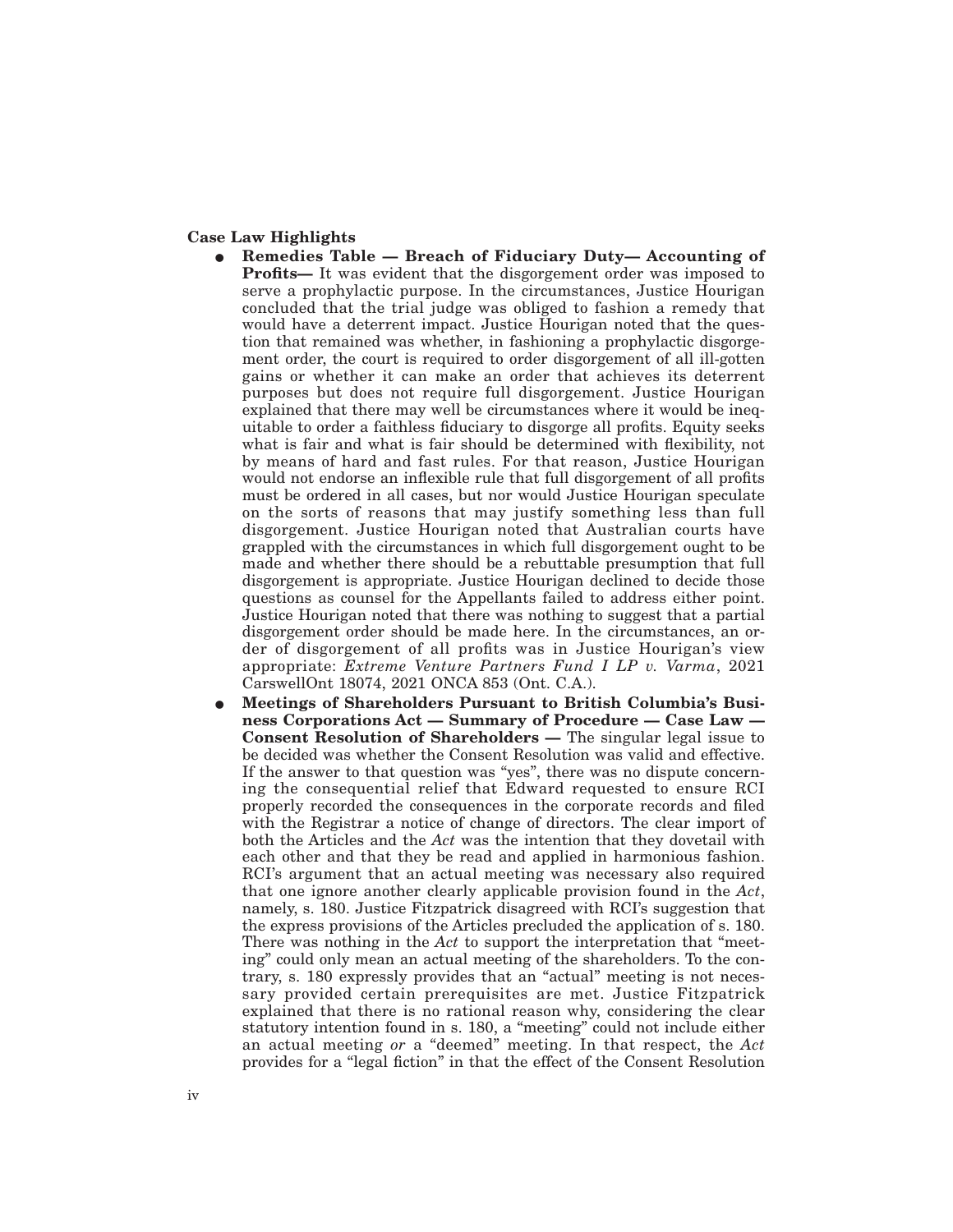**Case Law Highlights**

- **Remedies Table — Breach of Fiduciary Duty— Accounting of Profits—** It was evident that the disgorgement order was imposed to serve a prophylactic purpose. In the circumstances, Justice Hourigan concluded that the trial judge was obliged to fashion a remedy that would have a deterrent impact. Justice Hourigan noted that the question that remained was whether, in fashioning a prophylactic disgorgement order, the court is required to order disgorgement of all ill-gotten gains or whether it can make an order that achieves its deterrent purposes but does not require full disgorgement. Justice Hourigan explained that there may well be circumstances where it would be inequitable to order a faithless fiduciary to disgorge all profits. Equity seeks what is fair and what is fair should be determined with flexibility, not by means of hard and fast rules. For that reason, Justice Hourigan would not endorse an inflexible rule that full disgorgement of all profits must be ordered in all cases, but nor would Justice Hourigan speculate on the sorts of reasons that may justify something less than full disgorgement. Justice Hourigan noted that Australian courts have grappled with the circumstances in which full disgorgement ought to be made and whether there should be a rebuttable presumption that full disgorgement is appropriate. Justice Hourigan declined to decide those questions as counsel for the Appellants failed to address either point. Justice Hourigan noted that there was nothing to suggest that a partial disgorgement order should be made here. In the circumstances, an order of disgorgement of all profits was in Justice Hourigan's view appropriate: *Extreme Venture Partners Fund I LP v. Varma*, 2021 CarswellOnt 18074, 2021 ONCA 853 (Ont. C.A.).
- **Meetings of Shareholders Pursuant to British Columbia's Business Corporations Act — Summary of Procedure — Case Law — Consent Resolution of Shareholders —** The singular legal issue to be decided was whether the Consent Resolution was valid and effective. If the answer to that question was "yes", there was no dispute concerning the consequential relief that Edward requested to ensure RCI properly recorded the consequences in the corporate records and filed with the Registrar a notice of change of directors. The clear import of both the Articles and the *Act* was the intention that they dovetail with each other and that they be read and applied in harmonious fashion. RCI's argument that an actual meeting was necessary also required that one ignore another clearly applicable provision found in the *Act*, namely, s. 180. Justice Fitzpatrick disagreed with RCI's suggestion that the express provisions of the Articles precluded the application of s. 180. There was nothing in the *Act* to support the interpretation that "meeting" could only mean an actual meeting of the shareholders. To the contrary, s. 180 expressly provides that an "actual" meeting is not necessary provided certain prerequisites are met. Justice Fitzpatrick explained that there is no rational reason why, considering the clear statutory intention found in s. 180, a "meeting" could not include either an actual meeting *or* a "deemed" meeting. In that respect, the *Act* provides for a "legal fiction" in that the effect of the Consent Resolution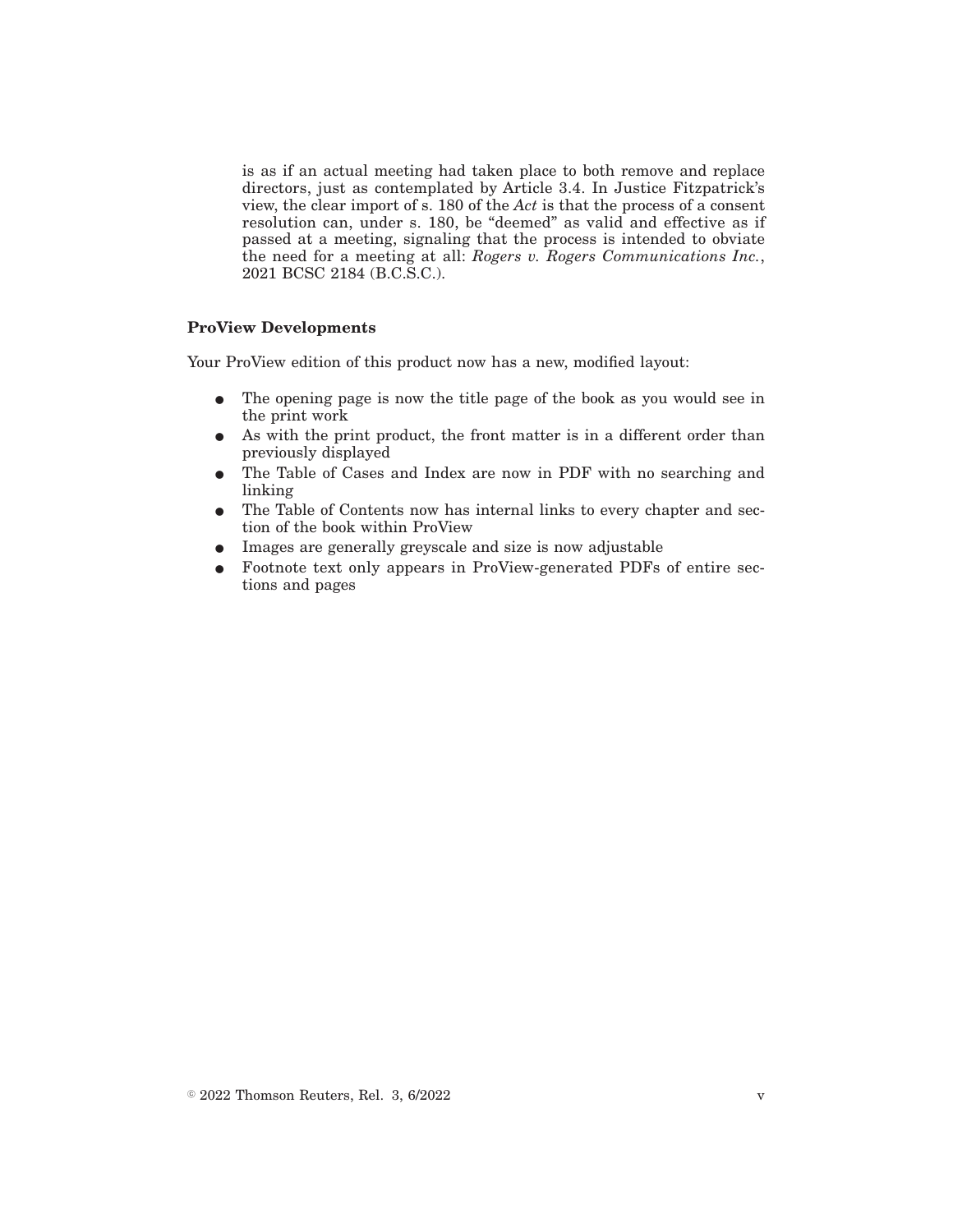is as if an actual meeting had taken place to both remove and replace directors, just as contemplated by Article 3.4. In Justice Fitzpatrick's view, the clear import of s. 180 of the *Act* is that the process of a consent resolution can, under s. 180, be "deemed" as valid and effective as if passed at a meeting, signaling that the process is intended to obviate the need for a meeting at all: *Rogers v. Rogers Communications Inc.*, 2021 BCSC 2184 (B.C.S.C.).

**ProView Developments**

Your ProView edition of this product now has a new, modified layout:

- The opening page is now the title page of the book as you would see in the print work
- As with the print product, the front matter is in a different order than previously displayed
- The Table of Cases and Index are now in PDF with no searching and linking
- The Table of Contents now has internal links to every chapter and section of the book within ProView
- Images are generally greyscale and size is now adjustable
- Footnote text only appears in ProView-generated PDFs of entire sections and pages